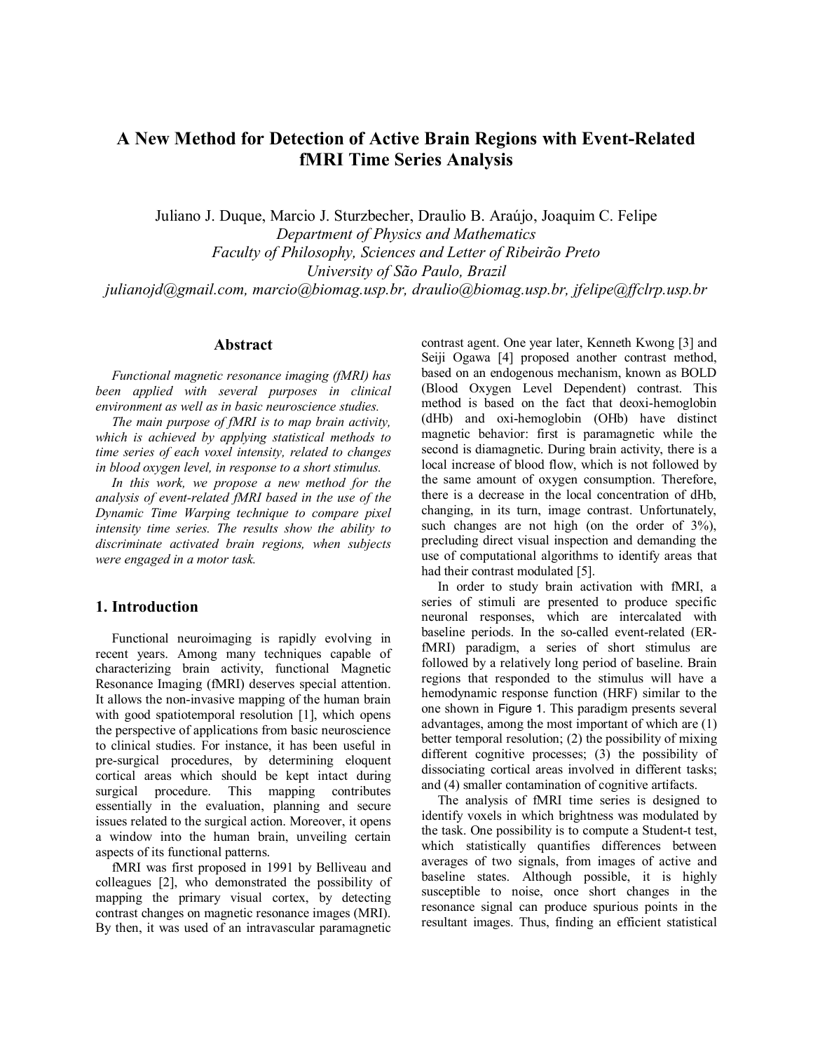# A New Method for Detection of Active Brain Regions with Event-Related fMRI Time Series Analysis

Juliano J. Duque, Marcio J. Sturzbecher, Draulio B. Araújo, Joaquim C. Felipe
*Department of Physics and Mathematics*
*Faculty of Philosophy, Sciences and Letter of Ribeirão Preto*
*University of São Paulo, Brazil*
*julianojd@gmail.com, marcio@biomag.usp.br, draulio@biomag.usp.br, jfelipe@ffclrp.usp.br*

## Abstract

*Functional magnetic resonance imaging (fMRI) has been applied with several purposes in clinical environment as well as in basic neuroscience studies.*

*The main purpose of fMRI is to map brain activity, which is achieved by applying statistical methods to time series of each voxel intensity, related to changes in blood oxygen level, in response to a short stimulus.*

*In this work, we propose a new method for the analysis of event-related fMRI based in the use of the Dynamic Time Warping technique to compare pixel intensity time series. The results show the ability to discriminate activated brain regions, when subjects were engaged in a motor task.*

## 1. Introduction

Functional neuroimaging is rapidly evolving in recent years. Among many techniques capable of characterizing brain activity, functional Magnetic Resonance Imaging (fMRI) deserves special attention. It allows the non-invasive mapping of the human brain with good spatiotemporal resolution [1], which opens the perspective of applications from basic neuroscience to clinical studies. For instance, it has been useful in pre-surgical procedures, by determining eloquent cortical areas which should be kept intact during surgical procedure. This mapping contributes essentially in the evaluation, planning and secure issues related to the surgical action. Moreover, it opens a window into the human brain, unveiling certain aspects of its functional patterns.

fMRI was first proposed in 1991 by Belliveau and colleagues [2], who demonstrated the possibility of mapping the primary visual cortex, by detecting contrast changes on magnetic resonance images (MRI). By then, it was used of an intravascular paramagnetic contrast agent. One year later, Kenneth Kwong [3] and Seiji Ogawa [4] proposed another contrast method, based on an endogenous mechanism, known as BOLD (Blood Oxygen Level Dependent) contrast. This method is based on the fact that deoxi-hemoglobin (dHb) and oxi-hemoglobin (OHb) have distinct magnetic behavior: first is paramagnetic while the second is diamagnetic. During brain activity, there is a local increase of blood flow, which is not followed by the same amount of oxygen consumption. Therefore, there is a decrease in the local concentration of dHb, changing, in its turn, image contrast. Unfortunately, such changes are not high (on the order of 3%), precluding direct visual inspection and demanding the use of computational algorithms to identify areas that had their contrast modulated [5].

In order to study brain activation with fMRI, a series of stimuli are presented to produce specific neuronal responses, which are intercalated with baseline periods. In the so-called event-related (ER-fMRI) paradigm, a series of short stimulus are followed by a relatively long period of baseline. Brain regions that responded to the stimulus will have a hemodynamic response function (HRF) similar to the one shown in Figure 1. This paradigm presents several advantages, among the most important of which are (1) better temporal resolution; (2) the possibility of mixing different cognitive processes; (3) the possibility of dissociating cortical areas involved in different tasks; and (4) smaller contamination of cognitive artifacts.

The analysis of fMRI time series is designed to identify voxels in which brightness was modulated by the task. One possibility is to compute a Student-t test, which statistically quantifies differences between averages of two signals, from images of active and baseline states. Although possible, it is highly susceptible to noise, once short changes in the resonance signal can produce spurious points in the resultant images. Thus, finding an efficient statistical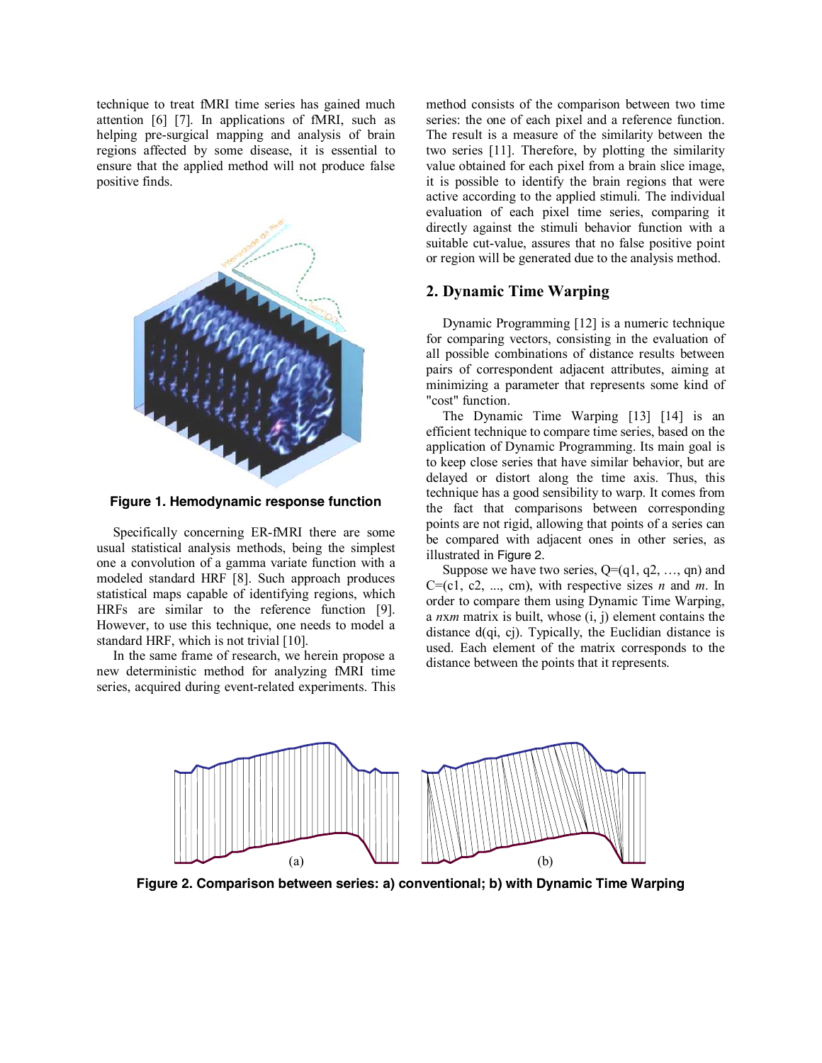technique to treat fMRI time series has gained much attention [6] [7]. In applications of fMRI, such as helping pre-surgical mapping and analysis of brain regions affected by some disease, it is essential to ensure that the applied method will not produce false positive finds.

**Figure 1. Hemodynamic response function**

Specifically concerning ER-fMRI there are some usual statistical analysis methods, being the simplest one a convolution of a gamma variate function with a modeled standard HRF [8]. Such approach produces statistical maps capable of identifying regions, which HRFs are similar to the reference function [9]. However, to use this technique, one needs to model a standard HRF, which is not trivial [10].

In the same frame of research, we herein propose a new deterministic method for analyzing fMRI time series, acquired during event-related experiments. This method consists of the comparison between two time series: the one of each pixel and a reference function. The result is a measure of the similarity between the two series [11]. Therefore, by plotting the similarity value obtained for each pixel from a brain slice image, it is possible to identify the brain regions that were active according to the applied stimuli. The individual evaluation of each pixel time series, comparing it directly against the stimuli behavior function with a suitable cut-value, assures that no false positive point or region will be generated due to the analysis method.

## 2. Dynamic Time Warping

Dynamic Programming [12] is a numeric technique for comparing vectors, consisting in the evaluation of all possible combinations of distance results between pairs of correspondent adjacent attributes, aiming at minimizing a parameter that represents some kind of "cost" function.

The Dynamic Time Warping [13] [14] is an efficient technique to compare time series, based on the application of Dynamic Programming. Its main goal is to keep close series that have similar behavior, but are delayed or distort along the time axis. Thus, this technique has a good sensibility to warp. It comes from the fact that comparisons between corresponding points are not rigid, allowing that points of a series can be compared with adjacent ones in other series, as illustrated in Figure 2.

Suppose we have two series, Q=(q1, q2, …, qn) and C=(c1, c2, ..., cm), with respective sizes *n* and *m*. In order to compare them using Dynamic Time Warping, a *n*x*m* matrix is built, whose (i, j) element contains the distance d(qi, cj). Typically, the Euclidian distance is used. Each element of the matrix corresponds to the distance between the points that it represents.

**Figure 2. Comparison between series: a) conventional; b) with Dynamic Time Warping**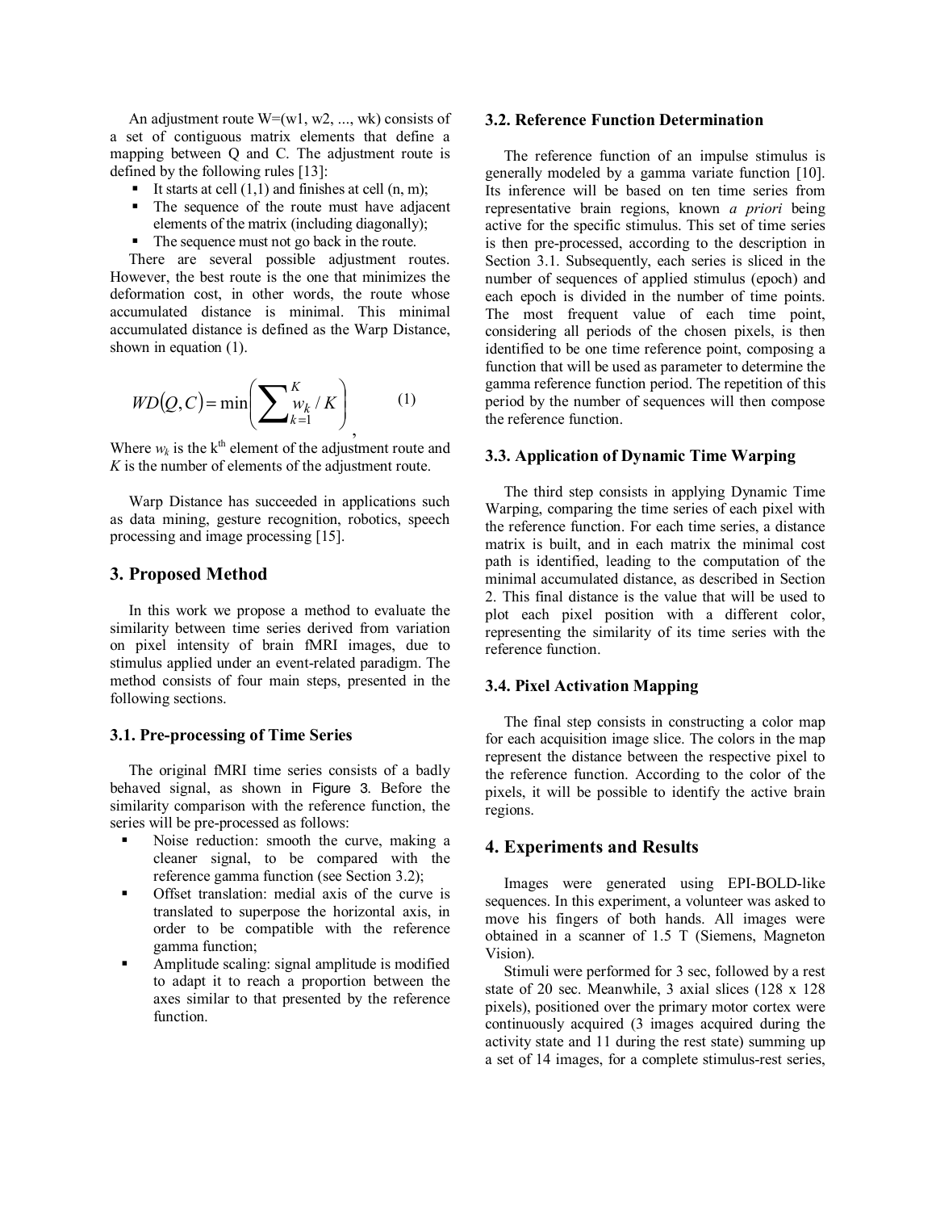An adjustment route W=(w1, w2, ..., wk) consists of a set of contiguous matrix elements that define a mapping between Q and C. The adjustment route is defined by the following rules [13]:

- It starts at cell (1,1) and finishes at cell (n, m);
- The sequence of the route must have adjacent elements of the matrix (including diagonally);
- The sequence must not go back in the route.

There are several possible adjustment routes. However, the best route is the one that minimizes the deformation cost, in other words, the route whose accumulated distance is minimal. This minimal accumulated distance is defined as the Warp Distance, shown in equation (1).

$$WD(Q,C) = \min\left(\sum_{k=1}^{K} w_k / K\right), \qquad (1)$$

Where $w_k$ is the k[th] element of the adjustment route and $K$ is the number of elements of the adjustment route.

Warp Distance has succeeded in applications such as data mining, gesture recognition, robotics, speech processing and image processing [15].

## 3. Proposed Method

In this work we propose a method to evaluate the similarity between time series derived from variation on pixel intensity of brain fMRI images, due to stimulus applied under an event-related paradigm. The method consists of four main steps, presented in the following sections.

### 3.1. Pre-processing of Time Series

The original fMRI time series consists of a badly behaved signal, as shown in Figure 3. Before the similarity comparison with the reference function, the series will be pre-processed as follows:

- Noise reduction: smooth the curve, making a cleaner signal, to be compared with the reference gamma function (see Section 3.2);
- Offset translation: medial axis of the curve is translated to superpose the horizontal axis, in order to be compatible with the reference gamma function;
- Amplitude scaling: signal amplitude is modified to adapt it to reach a proportion between the axes similar to that presented by the reference function.

### 3.2. Reference Function Determination

The reference function of an impulse stimulus is generally modeled by a gamma variate function [10]. Its inference will be based on ten time series from representative brain regions, known *a priori* being active for the specific stimulus. This set of time series is then pre-processed, according to the description in Section 3.1. Subsequently, each series is sliced in the number of sequences of applied stimulus (epoch) and each epoch is divided in the number of time points. The most frequent value of each time point, considering all periods of the chosen pixels, is then identified to be one time reference point, composing a function that will be used as parameter to determine the gamma reference function period. The repetition of this period by the number of sequences will then compose the reference function.

### 3.3. Application of Dynamic Time Warping

The third step consists in applying Dynamic Time Warping, comparing the time series of each pixel with the reference function. For each time series, a distance matrix is built, and in each matrix the minimal cost path is identified, leading to the computation of the minimal accumulated distance, as described in Section 2. This final distance is the value that will be used to plot each pixel position with a different color, representing the similarity of its time series with the reference function.

### 3.4. Pixel Activation Mapping

The final step consists in constructing a color map for each acquisition image slice. The colors in the map represent the distance between the respective pixel to the reference function. According to the color of the pixels, it will be possible to identify the active brain regions.

## 4. Experiments and Results

Images were generated using EPI-BOLD-like sequences. In this experiment, a volunteer was asked to move his fingers of both hands. All images were obtained in a scanner of 1.5 T (Siemens, Magneton Vision).

Stimuli were performed for 3 sec, followed by a rest state of 20 sec. Meanwhile, 3 axial slices (128 x 128 pixels), positioned over the primary motor cortex were continuously acquired (3 images acquired during the activity state and 11 during the rest state) summing up a set of 14 images, for a complete stimulus-rest series,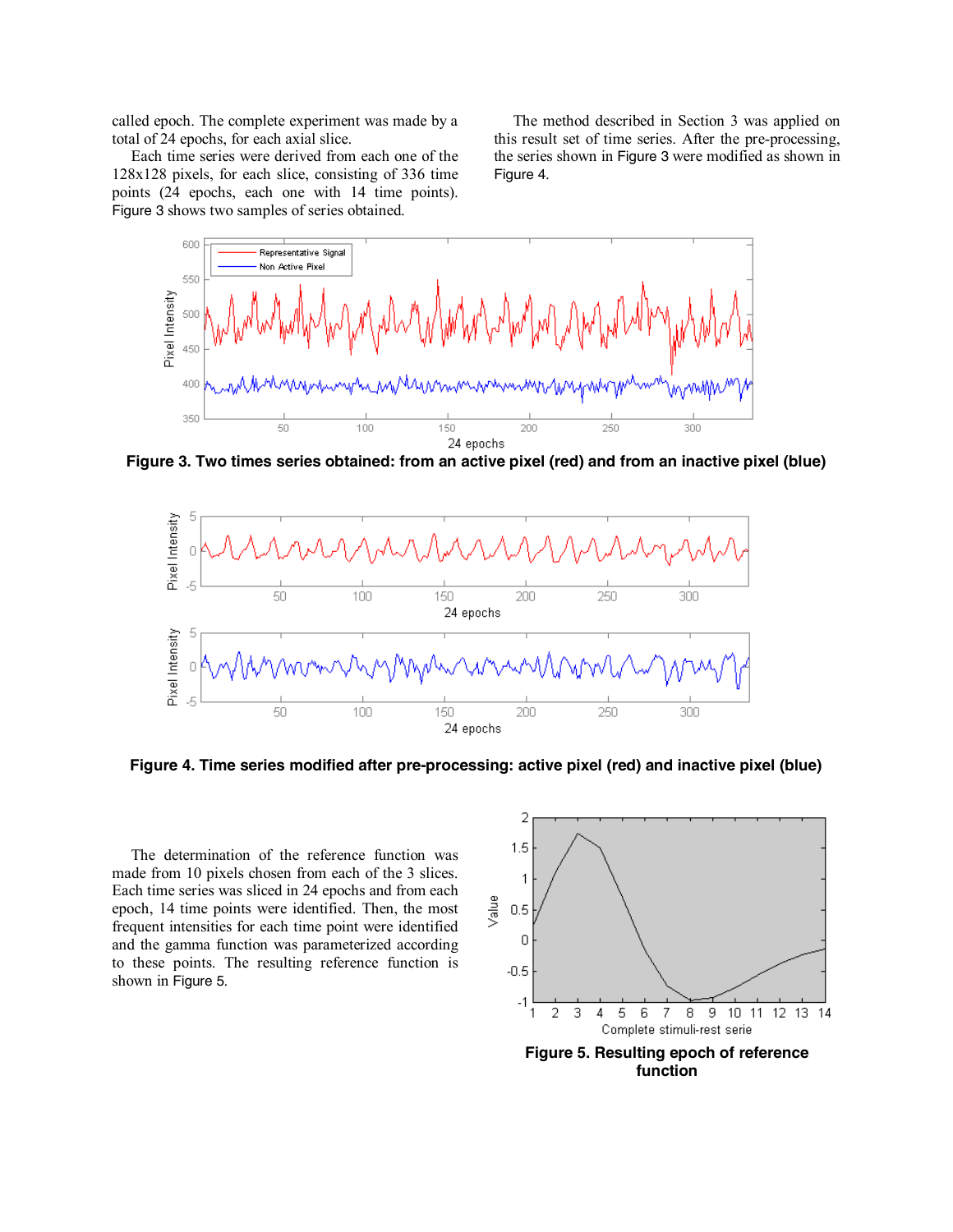called epoch. The complete experiment was made by a total of 24 epochs, for each axial slice.

Each time series were derived from each one of the 128x128 pixels, for each slice, consisting of 336 time points (24 epochs, each one with 14 time points). Figure 3 shows two samples of series obtained.

The method described in Section 3 was applied on this result set of time series. After the pre-processing, the series shown in Figure 3 were modified as shown in Figure 4.

**Figure 3. Two times series obtained: from an active pixel (red) and from an inactive pixel (blue)**

**Figure 4. Time series modified after pre-processing: active pixel (red) and inactive pixel (blue)**

The determination of the reference function was made from 10 pixels chosen from each of the 3 slices. Each time series was sliced in 24 epochs and from each epoch, 14 time points were identified. Then, the most frequent intensities for each time point were identified and the gamma function was parameterized according to these points. The resulting reference function is shown in Figure 5.

**Figure 5. Resulting epoch of reference function**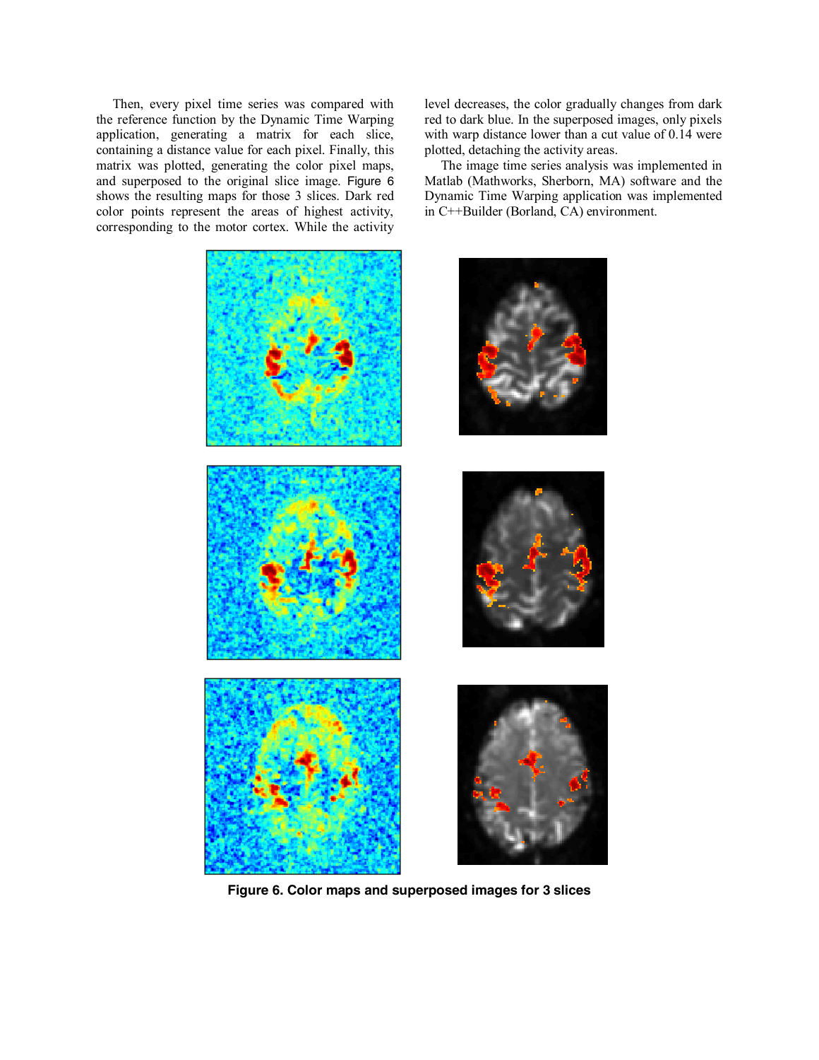Then, every pixel time series was compared with the reference function by the Dynamic Time Warping application, generating a matrix for each slice, containing a distance value for each pixel. Finally, this matrix was plotted, generating the color pixel maps, and superposed to the original slice image. Figure 6 shows the resulting maps for those 3 slices. Dark red color points represent the areas of highest activity, corresponding to the motor cortex. While the activity level decreases, the color gradually changes from dark red to dark blue. In the superposed images, only pixels with warp distance lower than a cut value of 0.14 were plotted, detaching the activity areas.

The image time series analysis was implemented in Matlab (Mathworks, Sherborn, MA) software and the Dynamic Time Warping application was implemented in C++Builder (Borland, CA) environment.

**Figure 6. Color maps and superposed images for 3 slices**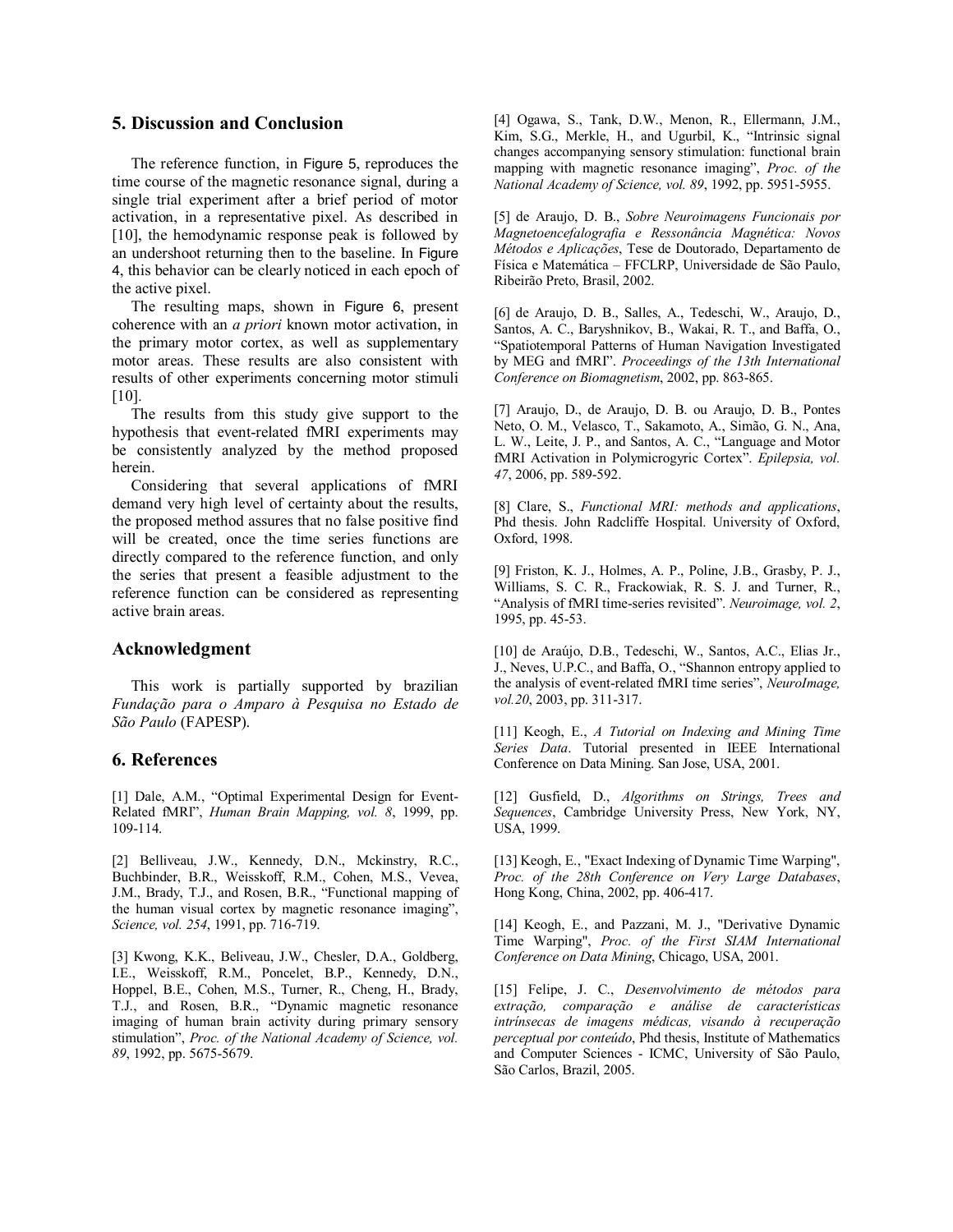## 5. Discussion and Conclusion

The reference function, in Figure 5, reproduces the time course of the magnetic resonance signal, during a single trial experiment after a brief period of motor activation, in a representative pixel. As described in [10], the hemodynamic response peak is followed by an undershoot returning then to the baseline. In Figure 4, this behavior can be clearly noticed in each epoch of the active pixel.

The resulting maps, shown in Figure 6, present coherence with an *a priori* known motor activation, in the primary motor cortex, as well as supplementary motor areas. These results are also consistent with results of other experiments concerning motor stimuli [10].

The results from this study give support to the hypothesis that event-related fMRI experiments may be consistently analyzed by the method proposed herein.

Considering that several applications of fMRI demand very high level of certainty about the results, the proposed method assures that no false positive find will be created, once the time series functions are directly compared to the reference function, and only the series that present a feasible adjustment to the reference function can be considered as representing active brain areas.

## Acknowledgment

This work is partially supported by brazilian *Fundação para o Amparo à Pesquisa no Estado de São Paulo* (FAPESP).

## 6. References

[1] Dale, A.M., "Optimal Experimental Design for Event-Related fMRI", *Human Brain Mapping, vol. 8*, 1999, pp. 109-114.

[2] Belliveau, J.W., Kennedy, D.N., Mckinstry, R.C., Buchbinder, B.R., Weisskoff, R.M., Cohen, M.S., Vevea, J.M., Brady, T.J., and Rosen, B.R., "Functional mapping of the human visual cortex by magnetic resonance imaging", *Science, vol. 254*, 1991, pp. 716-719.

[3] Kwong, K.K., Beliveau, J.W., Chesler, D.A., Goldberg, I.E., Weisskoff, R.M., Poncelet, B.P., Kennedy, D.N., Hoppel, B.E., Cohen, M.S., Turner, R., Cheng, H., Brady, T.J., and Rosen, B.R., "Dynamic magnetic resonance imaging of human brain activity during primary sensory stimulation", *Proc. of the National Academy of Science, vol. 89*, 1992, pp. 5675-5679.

[4] Ogawa, S., Tank, D.W., Menon, R., Ellermann, J.M., Kim, S.G., Merkle, H., and Ugurbil, K., "Intrinsic signal changes accompanying sensory stimulation: functional brain mapping with magnetic resonance imaging", *Proc. of the National Academy of Science, vol. 89*, 1992, pp. 5951-5955.

[5] de Araujo, D. B., *Sobre Neuroimagens Funcionais por Magnetoencefalografia e Ressonância Magnética: Novos Métodos e Aplicações*, Tese de Doutorado, Departamento de Física e Matemática – FFCLRP, Universidade de São Paulo, Ribeirão Preto, Brasil, 2002.

[6] de Araujo, D. B., Salles, A., Tedeschi, W., Araujo, D., Santos, A. C., Baryshnikov, B., Wakai, R. T., and Baffa, O., "Spatiotemporal Patterns of Human Navigation Investigated by MEG and fMRI". *Proceedings of the 13th International Conference on Biomagnetism*, 2002, pp. 863-865.

[7] Araujo, D., de Araujo, D. B. ou Araujo, D. B., Pontes Neto, O. M., Velasco, T., Sakamoto, A., Simão, G. N., Ana, L. W., Leite, J. P., and Santos, A. C., "Language and Motor fMRI Activation in Polymicrogyric Cortex". *Epilepsia, vol. 47*, 2006, pp. 589-592.

[8] Clare, S., *Functional MRI: methods and applications*, Phd thesis. John Radcliffe Hospital. University of Oxford, Oxford, 1998.

[9] Friston, K. J., Holmes, A. P., Poline, J.B., Grasby, P. J., Williams, S. C. R., Frackowiak, R. S. J. and Turner, R., "Analysis of fMRI time-series revisited". *Neuroimage, vol. 2*, 1995, pp. 45-53.

[10] de Araújo, D.B., Tedeschi, W., Santos, A.C., Elias Jr., J., Neves, U.P.C., and Baffa, O., "Shannon entropy applied to the analysis of event-related fMRI time series", *NeuroImage, vol.20*, 2003, pp. 311-317.

[11] Keogh, E., *A Tutorial on Indexing and Mining Time Series Data*. Tutorial presented in IEEE International Conference on Data Mining. San Jose, USA, 2001.

[12] Gusfield, D., *Algorithms on Strings, Trees and Sequences*, Cambridge University Press, New York, NY, USA, 1999.

[13] Keogh, E., "Exact Indexing of Dynamic Time Warping", *Proc. of the 28th Conference on Very Large Databases*, Hong Kong, China, 2002, pp. 406-417.

[14] Keogh, E., and Pazzani, M. J., "Derivative Dynamic Time Warping", *Proc. of the First SIAM International Conference on Data Mining*, Chicago, USA, 2001.

[15] Felipe, J. C., *Desenvolvimento de métodos para extração, comparação e análise de características intrínsecas de imagens médicas, visando à recuperação perceptual por conteúdo*, Phd thesis, Institute of Mathematics and Computer Sciences - ICMC, University of São Paulo, São Carlos, Brazil, 2005.